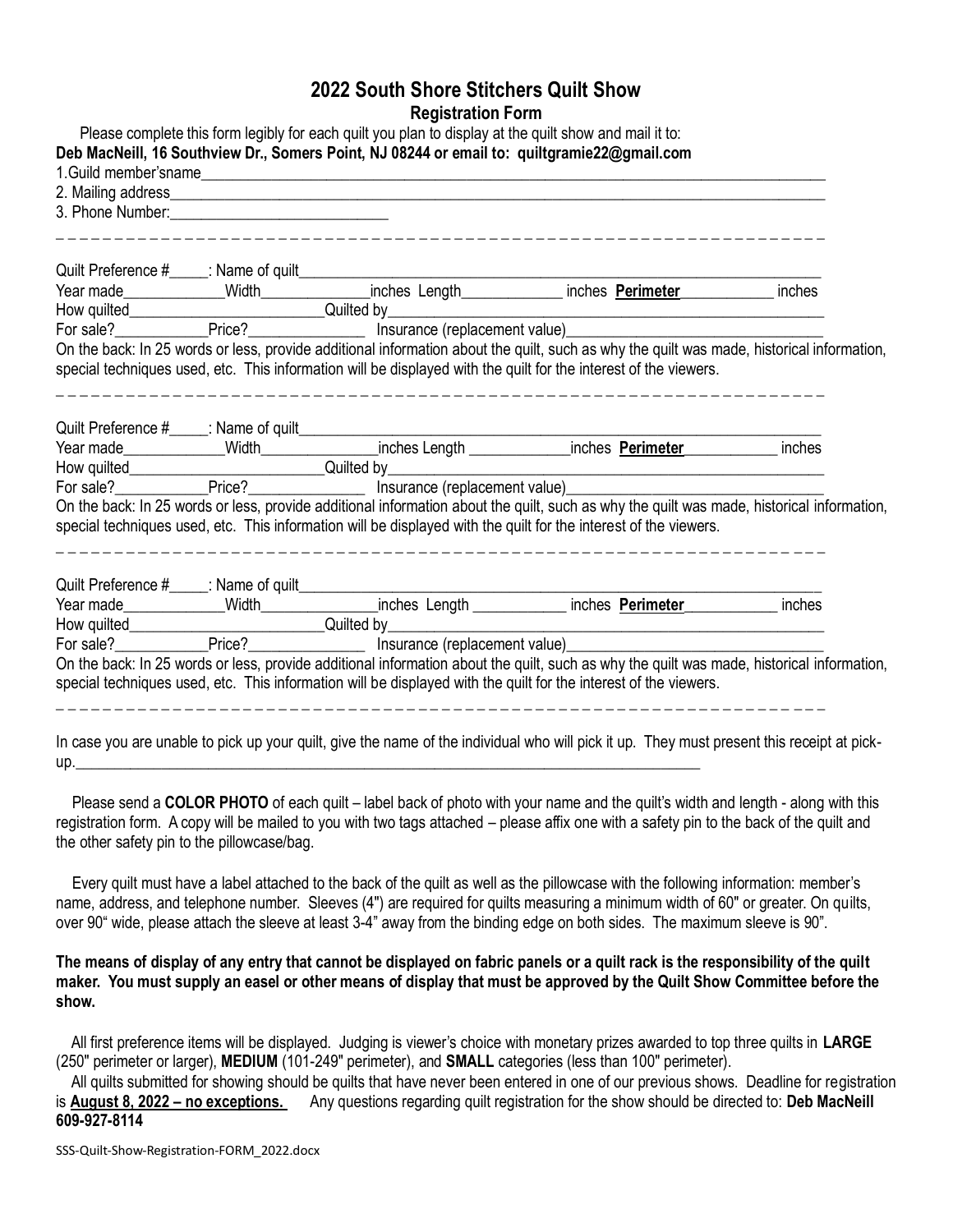# 2022 South Shore Stitchers Quilt Show

## Registration Form

Please complete this form legibly for each quilt you plan to display at the quilt show and mail it to:

**Deb MacNeill, 16 Southview Dr., Somers Point, NJ 08244 or email to: quiltgramie22@gmail.com**

1.Guild member'sname_______________________________________________________________________________

2. Mailing address_________________________________________________________________________________

3. Phone Number:___________________________

_ _ _ _ _ _ _ _ _ _ _ _ _ _ _ _ _ _ _ _ _ _ _ _ _ _ _ _ _ _ _ _ _ _ _ _ _ _ _ _ _ _ _ _ _ _ _ _ _ _ _ _ _ _ _ _ _ _ _ _ _ _ _ _ _ _

Quilt Preference #_____: Name of quilt_______________________________________________________________________

Year made____________Width_____________inches Length____________ inches **Perimeter**___________ inches

How quilted________________________Quilted by_________________________________________________________

For sale?___________Price?______________ Insurance (replacement value)_____________________________

On the back: In 25 words or less, provide additional information about the quilt, such as why the quilt was made, historical information, special techniques used, etc. This information will be displayed with the quilt for the interest of the viewers.

_ _ _ _ _ _ _ _ _ _ _ _ _ _ _ _ _ _ _ _ _ _ _ _ _ _ _ _ _ _ _ _ _ _ _ _ _ _ _ _ _ _ _ _ _ _ _ _ _ _ _ _ _ _ _ _ _ _ _ _ _ _ _ _ _ _

Quilt Preference #_____: Name of quilt_______________________________________________________________________

Year made____________Width______________inches Length ____________inches **Perimeter**___________ inches

How quilted________________________Quilted by_________________________________________________________

For sale?___________Price?______________ Insurance (replacement value)_____________________________

On the back: In 25 words or less, provide additional information about the quilt, such as why the quilt was made, historical information, special techniques used, etc. This information will be displayed with the quilt for the interest of the viewers.

_ _ _ _ _ _ _ _ _ _ _ _ _ _ _ _ _ _ _ _ _ _ _ _ _ _ _ _ _ _ _ _ _ _ _ _ _ _ _ _ _ _ _ _ _ _ _ _ _ _ _ _ _ _ _ _ _ _ _ _ _ _ _ _ _ _

Quilt Preference #_____: Name of quilt_______________________________________________________________________

Year made____________Width______________inches Length ___________ inches **Perimeter**___________ inches

How quilted________________________Quilted by_________________________________________________________

For sale?___________Price?______________ Insurance (replacement value)_____________________________

On the back: In 25 words or less, provide additional information about the quilt, such as why the quilt was made, historical information, special techniques used, etc. This information will be displayed with the quilt for the interest of the viewers.

_ _ _ _ _ _ _ _ _ _ _ _ _ _ _ _ _ _ _ _ _ _ _ _ _ _ _ _ _ _ _ _ _ _ _ _ _ _ _ _ _ _ _ _ _ _ _ _ _ _ _ _ _ _ _ _ _ _ _ _ _ _ _ _ _ _

In case you are unable to pick up your quilt, give the name of the individual who will pick it up. They must present this receipt at pick-up.________________________________________________________________________________

Please send a **COLOR PHOTO** of each quilt – label back of photo with your name and the quilt's width and length - along with this registration form. A copy will be mailed to you with two tags attached – please affix one with a safety pin to the back of the quilt and the other safety pin to the pillowcase/bag.

Every quilt must have a label attached to the back of the quilt as well as the pillowcase with the following information: member's name, address, and telephone number. Sleeves (4") are required for quilts measuring a minimum width of 60" or greater. On quilts, over 90" wide, please attach the sleeve at least 3-4" away from the binding edge on both sides. The maximum sleeve is 90".

**The means of display of any entry that cannot be displayed on fabric panels or a quilt rack is the responsibility of the quilt maker. You must supply an easel or other means of display that must be approved by the Quilt Show Committee before the show.**

All first preference items will be displayed. Judging is viewer's choice with monetary prizes awarded to top three quilts in **LARGE** (250" perimeter or larger), **MEDIUM** (101-249" perimeter), and **SMALL** categories (less than 100" perimeter).

All quilts submitted for showing should be quilts that have never been entered in one of our previous shows. Deadline for registration is **August 8, 2022 – no exceptions.** Any questions regarding quilt registration for the show should be directed to: **Deb MacNeill 609-927-8114**

SSS-Quilt-Show-Registration-FORM_2022.docx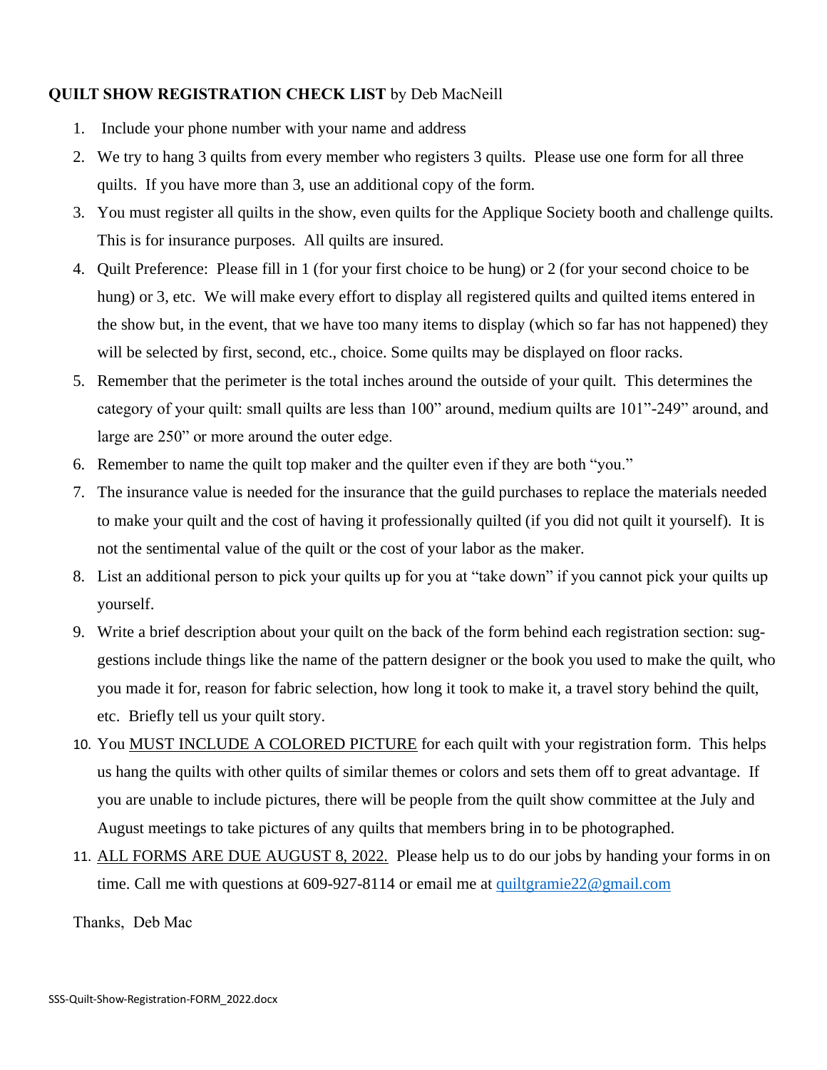**QUILT SHOW REGISTRATION CHECK LIST** by Deb MacNeill

1. Include your phone number with your name and address
2. We try to hang 3 quilts from every member who registers 3 quilts. Please use one form for all three quilts. If you have more than 3, use an additional copy of the form.
3. You must register all quilts in the show, even quilts for the Applique Society booth and challenge quilts. This is for insurance purposes. All quilts are insured.
4. Quilt Preference: Please fill in 1 (for your first choice to be hung) or 2 (for your second choice to be hung) or 3, etc. We will make every effort to display all registered quilts and quilted items entered in the show but, in the event, that we have too many items to display (which so far has not happened) they will be selected by first, second, etc., choice. Some quilts may be displayed on floor racks.
5. Remember that the perimeter is the total inches around the outside of your quilt. This determines the category of your quilt: small quilts are less than 100" around, medium quilts are 101"-249" around, and large are 250" or more around the outer edge.
6. Remember to name the quilt top maker and the quilter even if they are both "you."
7. The insurance value is needed for the insurance that the guild purchases to replace the materials needed to make your quilt and the cost of having it professionally quilted (if you did not quilt it yourself). It is not the sentimental value of the quilt or the cost of your labor as the maker.
8. List an additional person to pick your quilts up for you at "take down" if you cannot pick your quilts up yourself.
9. Write a brief description about your quilt on the back of the form behind each registration section: suggestions include things like the name of the pattern designer or the book you used to make the quilt, who you made it for, reason for fabric selection, how long it took to make it, a travel story behind the quilt, etc. Briefly tell us your quilt story.
10. You <u>MUST INCLUDE A COLORED PICTURE</u> for each quilt with your registration form. This helps us hang the quilts with other quilts of similar themes or colors and sets them off to great advantage. If you are unable to include pictures, there will be people from the quilt show committee at the July and August meetings to take pictures of any quilts that members bring in to be photographed.
11. <u>ALL FORMS ARE DUE AUGUST 8, 2022.</u> Please help us to do our jobs by handing your forms in on time. Call me with questions at 609-927-8114 or email me at quiltgramie22@gmail.com

Thanks, Deb Mac

SSS-Quilt-Show-Registration-FORM_2022.docx